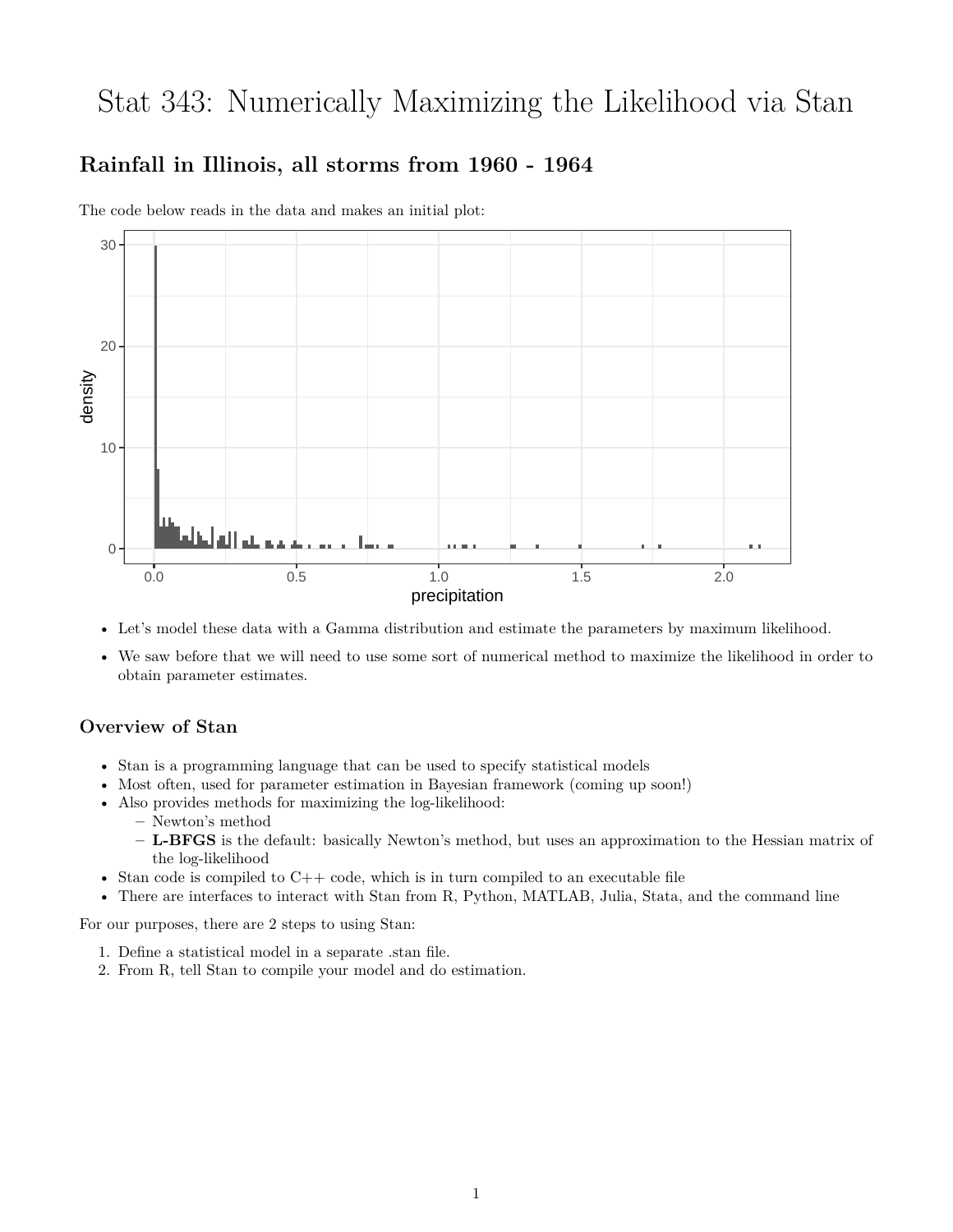# Stat 343: Numerically Maximizing the Likelihood via Stan

## Rainfall in Illinois, all storms from 1960 - 1964

The code below reads in the data and makes an initial plot:

- Let's model these data with a Gamma distribution and estimate the parameters by maximum likelihood.
- We saw before that we will need to use some sort of numerical method to maximize the likelihood in order to obtain parameter estimates.

### Overview of Stan

- Stan is a programming language that can be used to specify statistical models
- Most often, used for parameter estimation in Bayesian framework (coming up soon!)
- Also provides methods for maximizing the log-likelihood:
  - Newton's method
  - **L-BFGS** is the default: basically Newton's method, but uses an approximation to the Hessian matrix of the log-likelihood
- Stan code is compiled to C++ code, which is in turn compiled to an executable file
- There are interfaces to interact with Stan from R, Python, MATLAB, Julia, Stata, and the command line

For our purposes, there are 2 steps to using Stan:

1. Define a statistical model in a separate .stan file.
2. From R, tell Stan to compile your model and do estimation.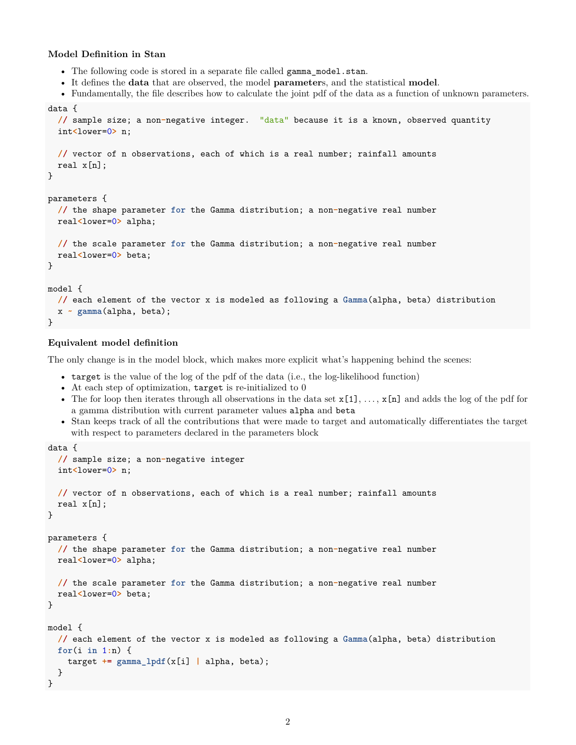### Model Definition in Stan

- The following code is stored in a separate file called `gamma_model.stan`.
- It defines the **data** that are observed, the model **parameter**s, and the statistical **model**.
- Fundamentally, the file describes how to calculate the joint pdf of the data as a function of unknown parameters.

```
data {
  // sample size; a non-negative integer.  "data" because it is a known, observed quantity
  int<lower=0> n;

  // vector of n observations, each of which is a real number; rainfall amounts
  real x[n];
}

parameters {
  // the shape parameter for the Gamma distribution; a non-negative real number
  real<lower=0> alpha;

  // the scale parameter for the Gamma distribution; a non-negative real number
  real<lower=0> beta;
}

model {
  // each element of the vector x is modeled as following a Gamma(alpha, beta) distribution
  x ~ gamma(alpha, beta);
}
```

### Equivalent model definition

The only change is in the model block, which makes more explicit what's happening behind the scenes:

- `target` is the value of the log of the pdf of the data (i.e., the log-likelihood function)
- At each step of optimization, `target` is re-initialized to 0
- The for loop then iterates through all observations in the data set `x[1]`, ..., `x[n]` and adds the log of the pdf for a gamma distribution with current parameter values `alpha` and `beta`
- Stan keeps track of all the contributions that were made to target and automatically differentiates the target with respect to parameters declared in the parameters block

```
data {
  // sample size; a non-negative integer
  int<lower=0> n;

  // vector of n observations, each of which is a real number; rainfall amounts
  real x[n];
}

parameters {
  // the shape parameter for the Gamma distribution; a non-negative real number
  real<lower=0> alpha;

  // the scale parameter for the Gamma distribution; a non-negative real number
  real<lower=0> beta;
}

model {
  // each element of the vector x is modeled as following a Gamma(alpha, beta) distribution
  for(i in 1:n) {
    target += gamma_lpdf(x[i] | alpha, beta);
  }
}
```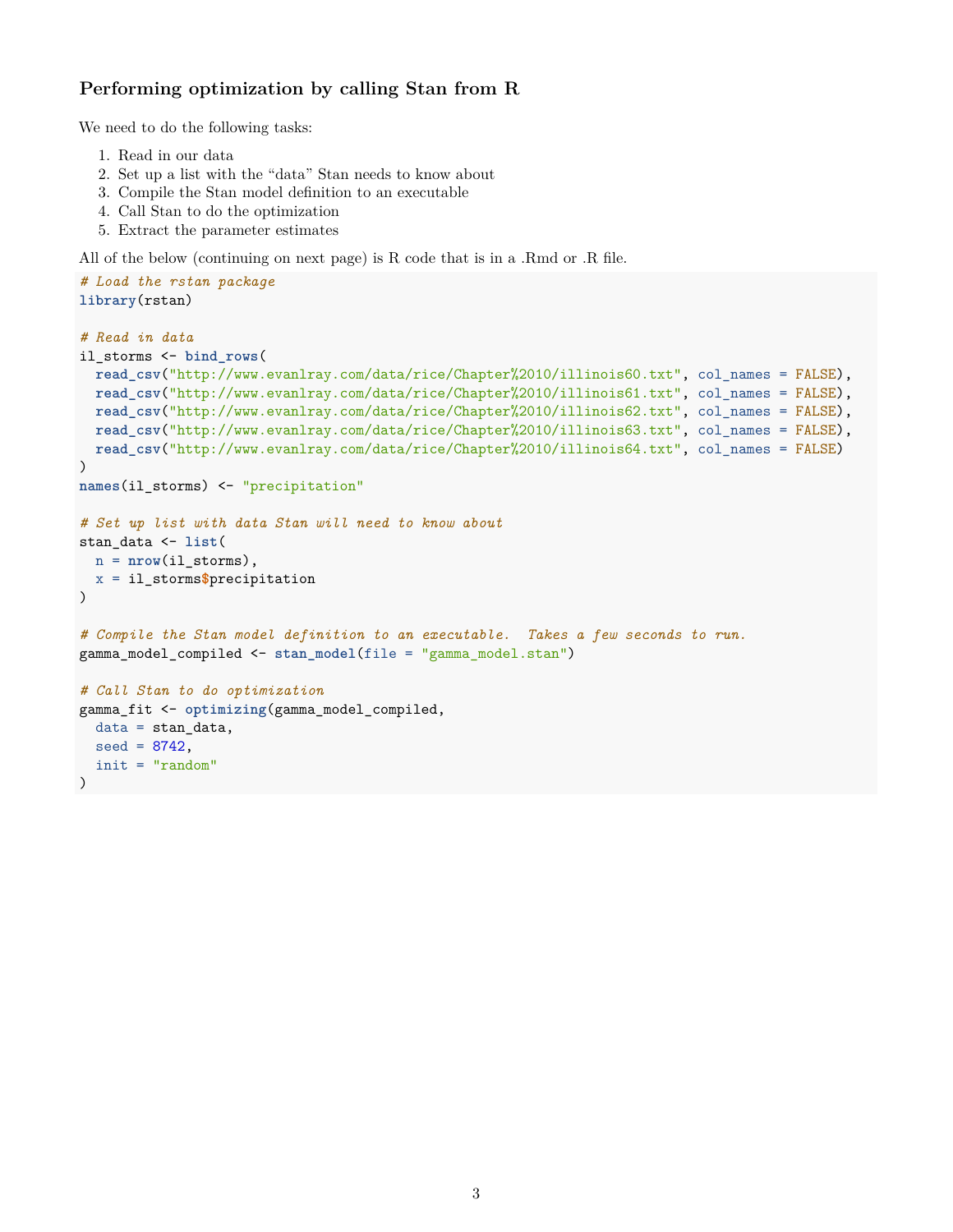### Performing optimization by calling Stan from R

We need to do the following tasks:

1. Read in our data
2. Set up a list with the "data" Stan needs to know about
3. Compile the Stan model definition to an executable
4. Call Stan to do the optimization
5. Extract the parameter estimates

All of the below (continuing on next page) is R code that is in a .Rmd or .R file.

```
# Load the rstan package
library(rstan)

# Read in data
il_storms <- bind_rows(
  read_csv("http://www.evanlray.com/data/rice/Chapter%2010/illinois60.txt", col_names = FALSE),
  read_csv("http://www.evanlray.com/data/rice/Chapter%2010/illinois61.txt", col_names = FALSE),
  read_csv("http://www.evanlray.com/data/rice/Chapter%2010/illinois62.txt", col_names = FALSE),
  read_csv("http://www.evanlray.com/data/rice/Chapter%2010/illinois63.txt", col_names = FALSE),
  read_csv("http://www.evanlray.com/data/rice/Chapter%2010/illinois64.txt", col_names = FALSE)
)
names(il_storms) <- "precipitation"

# Set up list with data Stan will need to know about
stan_data <- list(
  n = nrow(il_storms),
  x = il_storms$precipitation
)

# Compile the Stan model definition to an executable.  Takes a few seconds to run.
gamma_model_compiled <- stan_model(file = "gamma_model.stan")

# Call Stan to do optimization
gamma_fit <- optimizing(gamma_model_compiled,
  data = stan_data,
  seed = 8742,
  init = "random"
)
```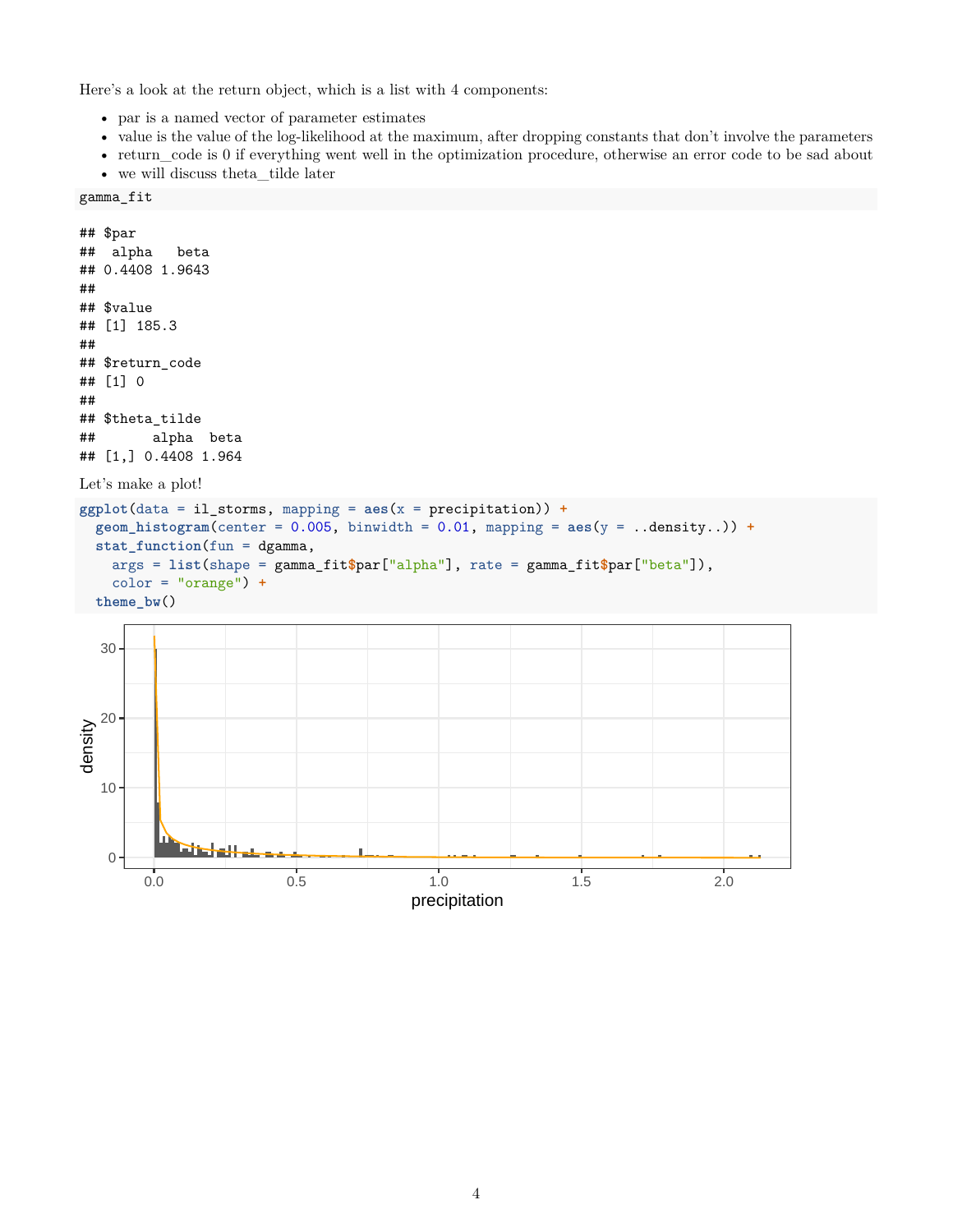Here's a look at the return object, which is a list with 4 components:

- par is a named vector of parameter estimates
- value is the value of the log-likelihood at the maximum, after dropping constants that don't involve the parameters
- return_code is 0 if everything went well in the optimization procedure, otherwise an error code to be sad about
- we will discuss theta_tilde later

```
gamma_fit
```

```
## $par
##  alpha   beta
## 0.4408 1.9643
##
## $value
## [1] 185.3
##
## $return_code
## [1] 0
##
## $theta_tilde
##       alpha  beta
## [1,] 0.4408 1.964
```

Let's make a plot!

```
ggplot(data = il_storms, mapping = aes(x = precipitation)) +
  geom_histogram(center = 0.005, binwidth = 0.01, mapping = aes(y = ..density..)) +
  stat_function(fun = dgamma,
    args = list(shape = gamma_fit$par["alpha"], rate = gamma_fit$par["beta"]),
    color = "orange") +
  theme_bw()
```

density

30
20
10
0

0.0
0.5
1.0
1.5
2.0

precipitation